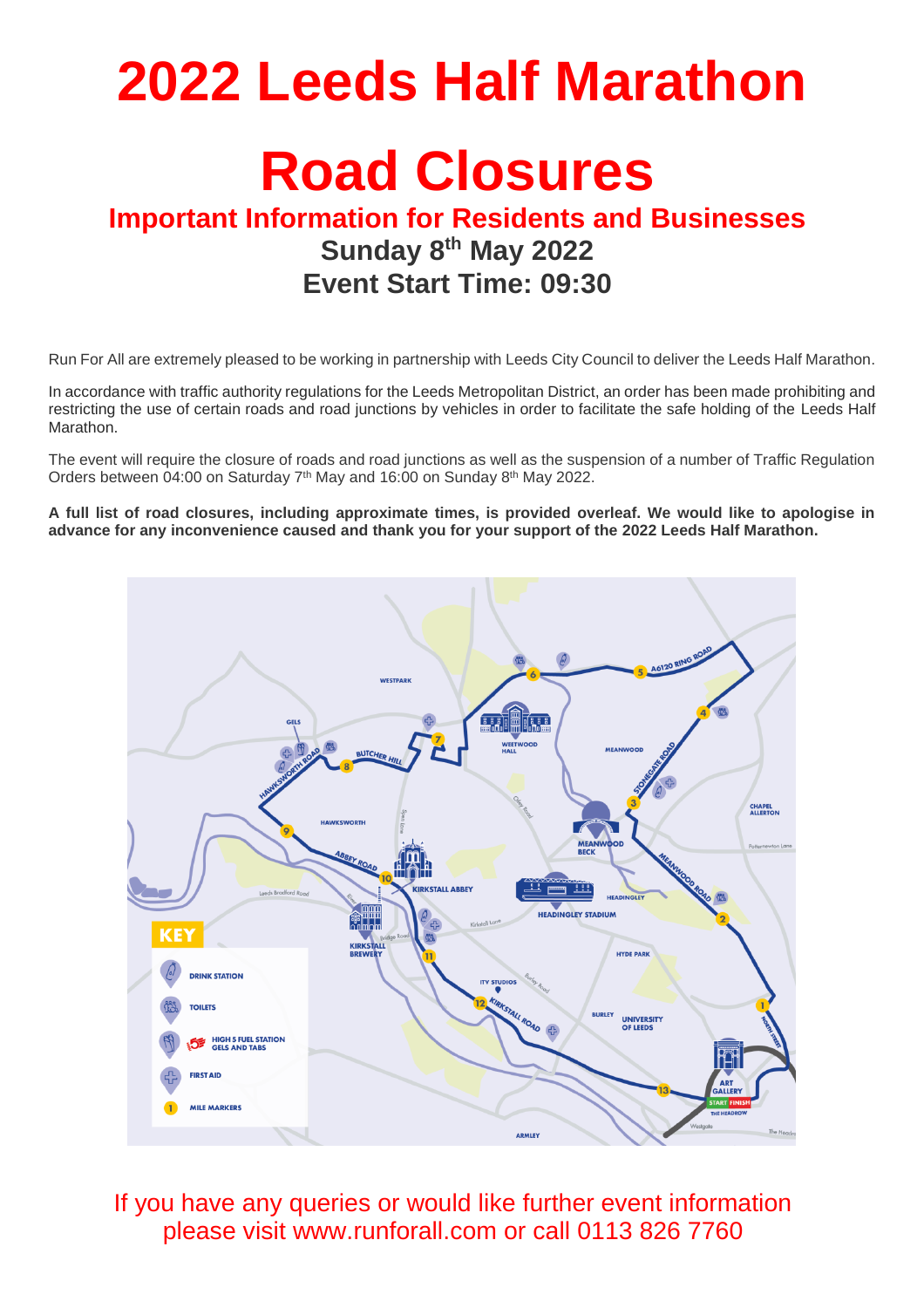# 2022 Leeds Half Marathon

# Road Closures

## Important Information for Residents and Businesses

### Sunday 8th May 2022

### Event Start Time: 09:30

Run For All are extremely pleased to be working in partnership with Leeds City Council to deliver the Leeds Half Marathon.

In accordance with traffic authority regulations for the Leeds Metropolitan District, an order has been made prohibiting and restricting the use of certain roads and road junctions by vehicles in order to facilitate the safe holding of the Leeds Half Marathon.

The event will require the closure of roads and road junctions as well as the suspension of a number of Traffic Regulation Orders between 04:00 on Saturday 7th May and 16:00 on Sunday 8th May 2022.

**A full list of road closures, including approximate times, is provided overleaf. We would like to apologise in advance for any inconvenience caused and thank you for your support of the 2022 Leeds Half Marathon.**

If you have any queries or would like further event information please visit www.runforall.com or call 0113 826 7760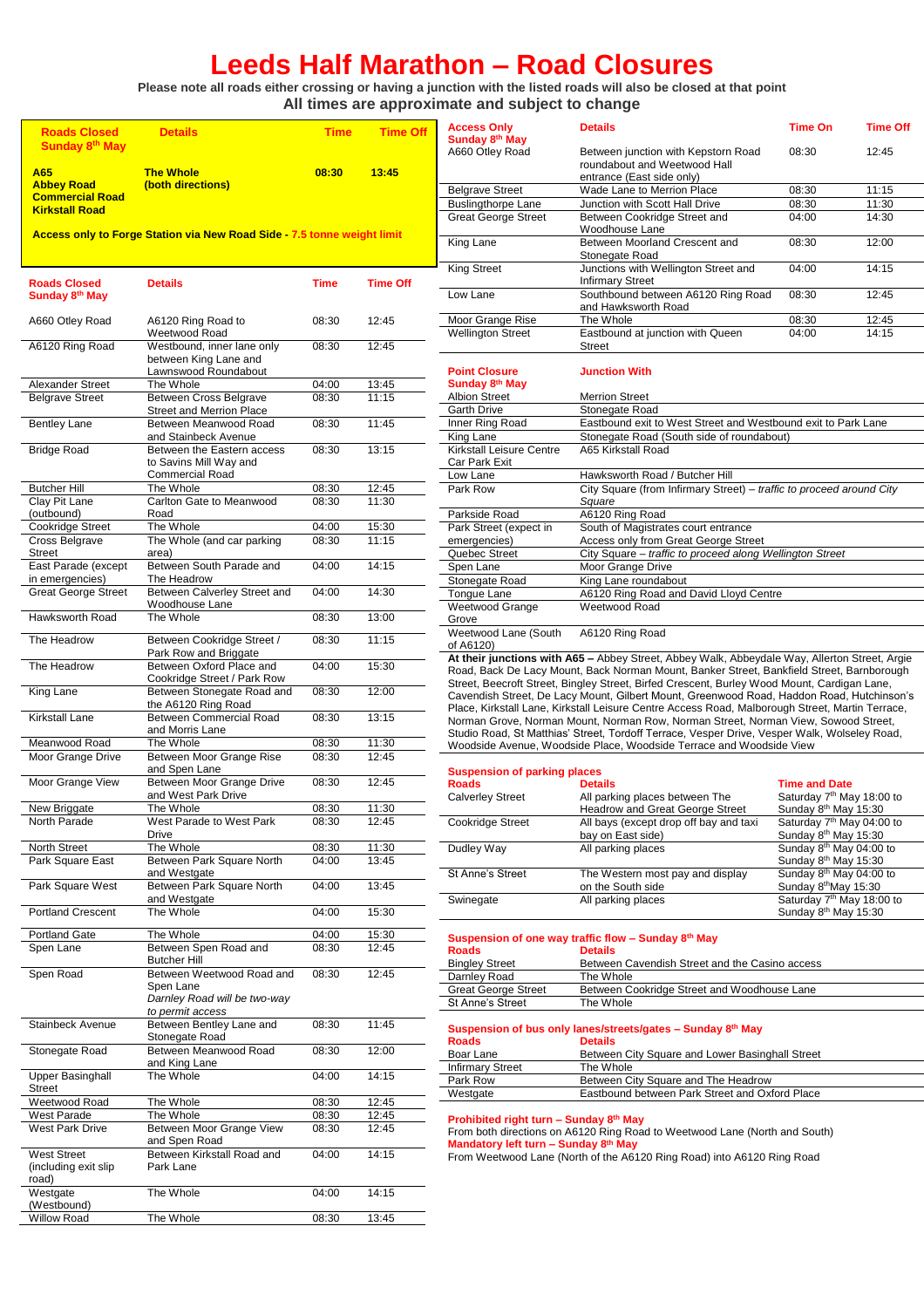# Leeds Half Marathon – Road Closures

**Please note all roads either crossing or having a junction with the listed roads will also be closed at that point**

**All times are approximate and subject to change**

| Roads Closed Sunday 8th May | Details | Time | Time Off |
|---|---|---|---|
| **A65 Abbey Road Commercial Road Kirkstall Road** | **The Whole (both directions)** | **08:30** | **13:45** |

**Access only to Forge Station via New Road Side - 7.5 tonne weight limit**

| Roads Closed Sunday 8th May | Details | Time | Time Off |
|---|---|---|---|
| A660 Otley Road | A6120 Ring Road to Weetwood Road | 08:30 | 12:45 |
| A6120 Ring Road | Westbound, inner lane only between King Lane and Lawnswood Roundabout | 08:30 | 12:45 |
| Alexander Street | The Whole | 04:00 | 13:45 |
| Belgrave Street | Between Cross Belgrave Street and Merrion Place | 08:30 | 11:15 |
| Bentley Lane | Between Meanwood Road and Stainbeck Avenue | 08:30 | 11:45 |
| Bridge Road | Between the Eastern access to Savins Mill Way and Commercial Road | 08:30 | 13:15 |
| Butcher Hill | The Whole | 08:30 | 12:45 |
| Clay Pit Lane (outbound) | Carlton Gate to Meanwood Road | 08:30 | 11:30 |
| Cookridge Street | The Whole | 04:00 | 15:30 |
| Cross Belgrave Street | The Whole (and car parking area) | 08:30 | 11:15 |
| East Parade (except in emergencies) | Between South Parade and The Headrow | 04:00 | 14:15 |
| Great George Street | Between Calverley Street and Woodhouse Lane | 04:00 | 14:30 |
| Hawksworth Road | The Whole | 08:30 | 13:00 |
| The Headrow | Between Cookridge Street / Park Row and Briggate | 08:30 | 11:15 |
| The Headrow | Between Oxford Place and Cookridge Street / Park Row | 04:00 | 15:30 |
| King Lane | Between Stonegate Road and the A6120 Ring Road | 08:30 | 12:00 |
| Kirkstall Lane | Between Commercial Road and Morris Lane | 08:30 | 13:15 |
| Meanwood Road | The Whole | 08:30 | 11:30 |
| Moor Grange Drive | Between Moor Grange Rise and Spen Lane | 08:30 | 12:45 |
| Moor Grange View | Between Moor Grange Drive and West Park Drive | 08:30 | 12:45 |
| New Briggate | The Whole | 08:30 | 11:30 |
| North Parade | West Parade to West Park Drive | 08:30 | 12:45 |
| North Street | The Whole | 08:30 | 11:30 |
| Park Square East | Between Park Square North and Westgate | 04:00 | 13:45 |
| Park Square West | Between Park Square North and Westgate | 04:00 | 13:45 |
| Portland Crescent | The Whole | 04:00 | 15:30 |
| Portland Gate | The Whole | 04:00 | 15:30 |
| Spen Lane | Between Spen Road and Butcher Hill | 08:30 | 12:45 |
| Spen Road | Between Weetwood Road and Spen Lane *Darnley Road will be two-way to permit access* | 08:30 | 12:45 |
| Stainbeck Avenue | Between Bentley Lane and Stonegate Road | 08:30 | 11:45 |
| Stonegate Road | Between Meanwood Road and King Lane | 08:30 | 12:00 |
| Upper Basinghall Street | The Whole | 04:00 | 14:15 |
| Weetwood Road | The Whole | 08:30 | 12:45 |
| West Parade | The Whole | 08:30 | 12:45 |
| West Park Drive | Between Moor Grange View and Spen Road | 08:30 | 12:45 |
| West Street (including exit slip road) | Between Kirkstall Road and Park Lane | 04:00 | 14:15 |
| Westgate (Westbound) | The Whole | 04:00 | 14:15 |
| Willow Road | The Whole | 08:30 | 13:45 |

| Access Only Sunday 8th May | Details | Time On | Time Off |
|---|---|---|---|
| A660 Otley Road | Between junction with Kepstorn Road roundabout and Weetwood Hall entrance (East side only) | 08:30 | 12:45 |
| Belgrave Street | Wade Lane to Merrion Place | 08:30 | 11:15 |
| Buslingthorpe Lane | Junction with Scott Hall Drive | 08:30 | 11:30 |
| Great George Street | Between Cookridge Street and Woodhouse Lane | 04:00 | 14:30 |
| King Lane | Between Moorland Crescent and Stonegate Road | 08:30 | 12:00 |
| King Street | Junctions with Wellington Street and Infirmary Street | 04:00 | 14:15 |
| Low Lane | Southbound between A6120 Ring Road and Hawksworth Road | 08:30 | 12:45 |
| Moor Grange Rise | The Whole | 08:30 | 12:45 |
| Wellington Street | Eastbound at junction with Queen Street | 04:00 | 14:15 |

| Point Closure Sunday 8th May | Junction With |
|---|---|
| Albion Street | Merrion Street |
| Garth Drive | Stonegate Road |
| Inner Ring Road | Eastbound exit to West Street and Westbound exit to Park Lane |
| King Lane | Stonegate Road (South side of roundabout) |
| Kirkstall Leisure Centre Car Park Exit | A65 Kirkstall Road |
| Low Lane | Hawksworth Road / Butcher Hill |
| Park Row | City Square (from Infirmary Street) – *traffic to proceed around City Square* |
| Parkside Road | A6120 Ring Road |
| Park Street (expect in emergencies) | South of Magistrates court entrance Access only from Great George Street |
| Quebec Street | City Square – *traffic to proceed along Wellington Street* |
| Spen Lane | Moor Grange Drive |
| Stonegate Road | King Lane roundabout |
| Tongue Lane | A6120 Ring Road and David Lloyd Centre |
| Weetwood Grange Grove | Weetwood Road |
| Weetwood Lane (South of A6120) | A6120 Ring Road |

**At their junctions with A65 –** Abbey Street, Abbey Walk, Abbeydale Way, Allerton Street, Argie Road, Back De Lacy Mount, Back Norman Mount, Banker Street, Bankfield Street, Barnborough Street, Beecroft Street, Bingley Street, Birfed Crescent, Burley Wood Mount, Cardigan Lane, Cavendish Street, De Lacy Mount, Gilbert Mount, Greenwood Road, Haddon Road, Hutchinson's Place, Kirkstall Lane, Kirkstall Leisure Centre Access Road, Malborough Street, Martin Terrace, Norman Grove, Norman Mount, Norman Row, Norman Street, Norman View, Sowood Street, Studio Road, St Matthias' Street, Tordoff Terrace, Vesper Drive, Vesper Walk, Wolseley Road, Woodside Avenue, Woodside Place, Woodside Terrace and Woodside View

**Suspension of parking places**

| Roads | Details | Time and Date |
|---|---|---|
| Calverley Street | All parking places between The Headrow and Great George Street | Saturday 7th May 18:00 to Sunday 8th May 15:30 |
| Cookridge Street | All bays (except drop off bay and taxi bay on East side) | Saturday 7th May 04:00 to Sunday 8th May 15:30 |
| Dudley Way | All parking places | Sunday 8th May 04:00 to Sunday 8th May 15:30 |
| St Anne's Street | The Western most pay and display on the South side | Sunday 8th May 04:00 to Sunday 8th May 15:30 |
| Swinegate | All parking places | Saturday 7th May 18:00 to Sunday 8th May 15:30 |

**Suspension of one way traffic flow – Sunday 8th May**

| Roads | Details |
|---|---|
| Bingley Street | Between Cavendish Street and the Casino access |
| Darnley Road | The Whole |
| Great George Street | Between Cookridge Street and Woodhouse Lane |
| St Anne's Street | The Whole |

**Suspension of bus only lanes/streets/gates – Sunday 8th May**

| Roads | Details |
|---|---|
| Boar Lane | Between City Square and Lower Basinghall Street |
| Infirmary Street | The Whole |
| Park Row | Between City Square and The Headrow |
| Westgate | Eastbound between Park Street and Oxford Place |

**Prohibited right turn – Sunday 8th May**

From both directions on A6120 Ring Road to Weetwood Lane (North and South)

**Mandatory left turn – Sunday 8th May**

From Weetwood Lane (North of the A6120 Ring Road) into A6120 Ring Road